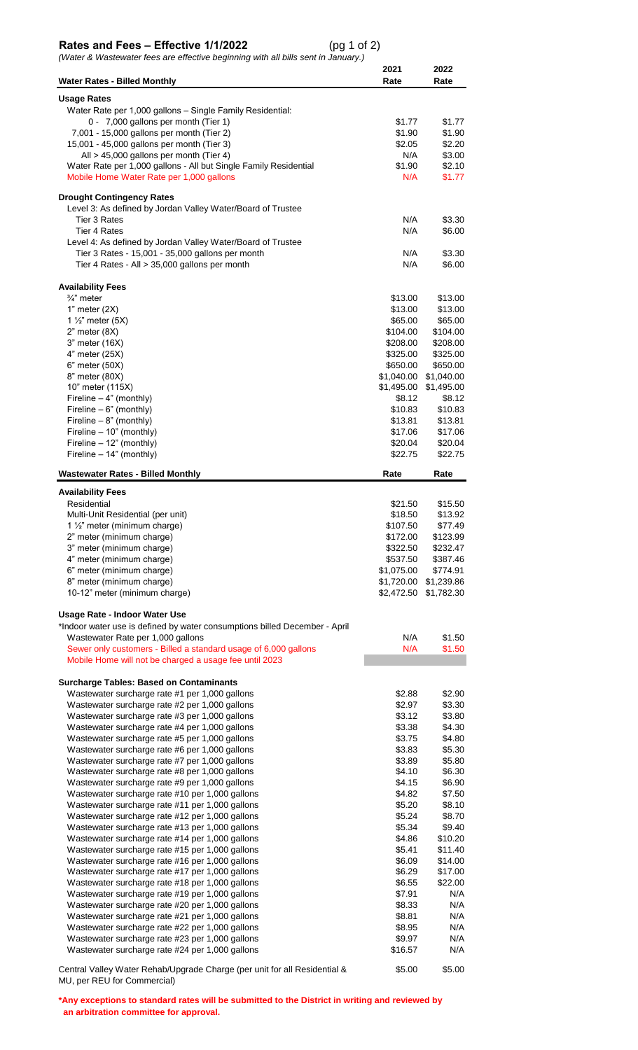## Rates and Fees – Effective 1/1/2022 (pg 1 of 2)

*(Water & Wastewater fees are effective beginning with all bills sent in January.)*

| Water Rates - Billed Monthly | 2021 Rate | 2022 Rate |
|---|---|---|
| **Usage Rates** | | |
| Water Rate per 1,000 gallons – Single Family Residential: | | |
| 0 - 7,000 gallons per month (Tier 1) | $1.77 | $1.77 |
| 7,001 - 15,000 gallons per month (Tier 2) | $1.90 | $1.90 |
| 15,001 - 45,000 gallons per month (Tier 3) | $2.05 | $2.20 |
| All > 45,000 gallons per month (Tier 4) | N/A | $3.00 |
| Water Rate per 1,000 gallons - All but Single Family Residential | $1.90 | $2.10 |
| Mobile Home Water Rate per 1,000 gallons | N/A | $1.77 |
| **Drought Contingency Rates** | | |
| Level 3: As defined by Jordan Valley Water/Board of Trustee | | |
| Tier 3 Rates | N/A | $3.30 |
| Tier 4 Rates | N/A | $6.00 |
| Level 4: As defined by Jordan Valley Water/Board of Trustee | | |
| Tier 3 Rates - 15,001 - 35,000 gallons per month | N/A | $3.30 |
| Tier 4 Rates - All > 35,000 gallons per month | N/A | $6.00 |
| **Availability Fees** | | |
| ¾" meter | $13.00 | $13.00 |
| 1" meter (2X) | $13.00 | $13.00 |
| 1 ½" meter (5X) | $65.00 | $65.00 |
| 2" meter (8X) | $104.00 | $104.00 |
| 3" meter (16X) | $208.00 | $208.00 |
| 4" meter (25X) | $325.00 | $325.00 |
| 6" meter (50X) | $650.00 | $650.00 |
| 8" meter (80X) | $1,040.00 | $1,040.00 |
| 10" meter (115X) | $1,495.00 | $1,495.00 |
| Fireline – 4" (monthly) | $8.12 | $8.12 |
| Fireline – 6" (monthly) | $10.83 | $10.83 |
| Fireline – 8" (monthly) | $13.81 | $13.81 |
| Fireline – 10" (monthly) | $17.06 | $17.06 |
| Fireline – 12" (monthly) | $20.04 | $20.04 |
| Fireline – 14" (monthly) | $22.75 | $22.75 |

| Wastewater Rates - Billed Monthly | Rate | Rate |
|---|---|---|
| **Availability Fees** | | |
| Residential | $21.50 | $15.50 |
| Multi-Unit Residential (per unit) | $18.50 | $13.92 |
| 1 ½" meter (minimum charge) | $107.50 | $77.49 |
| 2" meter (minimum charge) | $172.00 | $123.99 |
| 3" meter (minimum charge) | $322.50 | $232.47 |
| 4" meter (minimum charge) | $537.50 | $387.46 |
| 6" meter (minimum charge) | $1,075.00 | $774.91 |
| 8" meter (minimum charge) | $1,720.00 | $1,239.86 |
| 10-12" meter (minimum charge) | $2,472.50 | $1,782.30 |
| **Usage Rate - Indoor Water Use** | | |
| *Indoor water use is defined by water consumptions billed December - April | | |
| Wastewater Rate per 1,000 gallons | N/A | $1.50 |
| Sewer only customers - Billed a standard usage of 6,000 gallons | N/A | $1.50 |
| Mobile Home will not be charged a usage fee until 2023 | | |
| **Surcharge Tables: Based on Contaminants** | | |
| Wastewater surcharge rate #1 per 1,000 gallons | $2.88 | $2.90 |
| Wastewater surcharge rate #2 per 1,000 gallons | $2.97 | $3.30 |
| Wastewater surcharge rate #3 per 1,000 gallons | $3.12 | $3.80 |
| Wastewater surcharge rate #4 per 1,000 gallons | $3.38 | $4.30 |
| Wastewater surcharge rate #5 per 1,000 gallons | $3.75 | $4.80 |
| Wastewater surcharge rate #6 per 1,000 gallons | $3.83 | $5.30 |
| Wastewater surcharge rate #7 per 1,000 gallons | $3.89 | $5.80 |
| Wastewater surcharge rate #8 per 1,000 gallons | $4.10 | $6.30 |
| Wastewater surcharge rate #9 per 1,000 gallons | $4.15 | $6.90 |
| Wastewater surcharge rate #10 per 1,000 gallons | $4.82 | $7.50 |
| Wastewater surcharge rate #11 per 1,000 gallons | $5.20 | $8.10 |
| Wastewater surcharge rate #12 per 1,000 gallons | $5.24 | $8.70 |
| Wastewater surcharge rate #13 per 1,000 gallons | $5.34 | $9.40 |
| Wastewater surcharge rate #14 per 1,000 gallons | $4.86 | $10.20 |
| Wastewater surcharge rate #15 per 1,000 gallons | $5.41 | $11.40 |
| Wastewater surcharge rate #16 per 1,000 gallons | $6.09 | $14.00 |
| Wastewater surcharge rate #17 per 1,000 gallons | $6.29 | $17.00 |
| Wastewater surcharge rate #18 per 1,000 gallons | $6.55 | $22.00 |
| Wastewater surcharge rate #19 per 1,000 gallons | $7.91 | N/A |
| Wastewater surcharge rate #20 per 1,000 gallons | $8.33 | N/A |
| Wastewater surcharge rate #21 per 1,000 gallons | $8.81 | N/A |
| Wastewater surcharge rate #22 per 1,000 gallons | $8.95 | N/A |
| Wastewater surcharge rate #23 per 1,000 gallons | $9.97 | N/A |
| Wastewater surcharge rate #24 per 1,000 gallons | $16.57 | N/A |
| Central Valley Water Rehab/Upgrade Charge (per unit for all Residential & MU, per REU for Commercial) | $5.00 | $5.00 |

**\*Any exceptions to standard rates will be submitted to the District in writing and reviewed by an arbitration committee for approval.**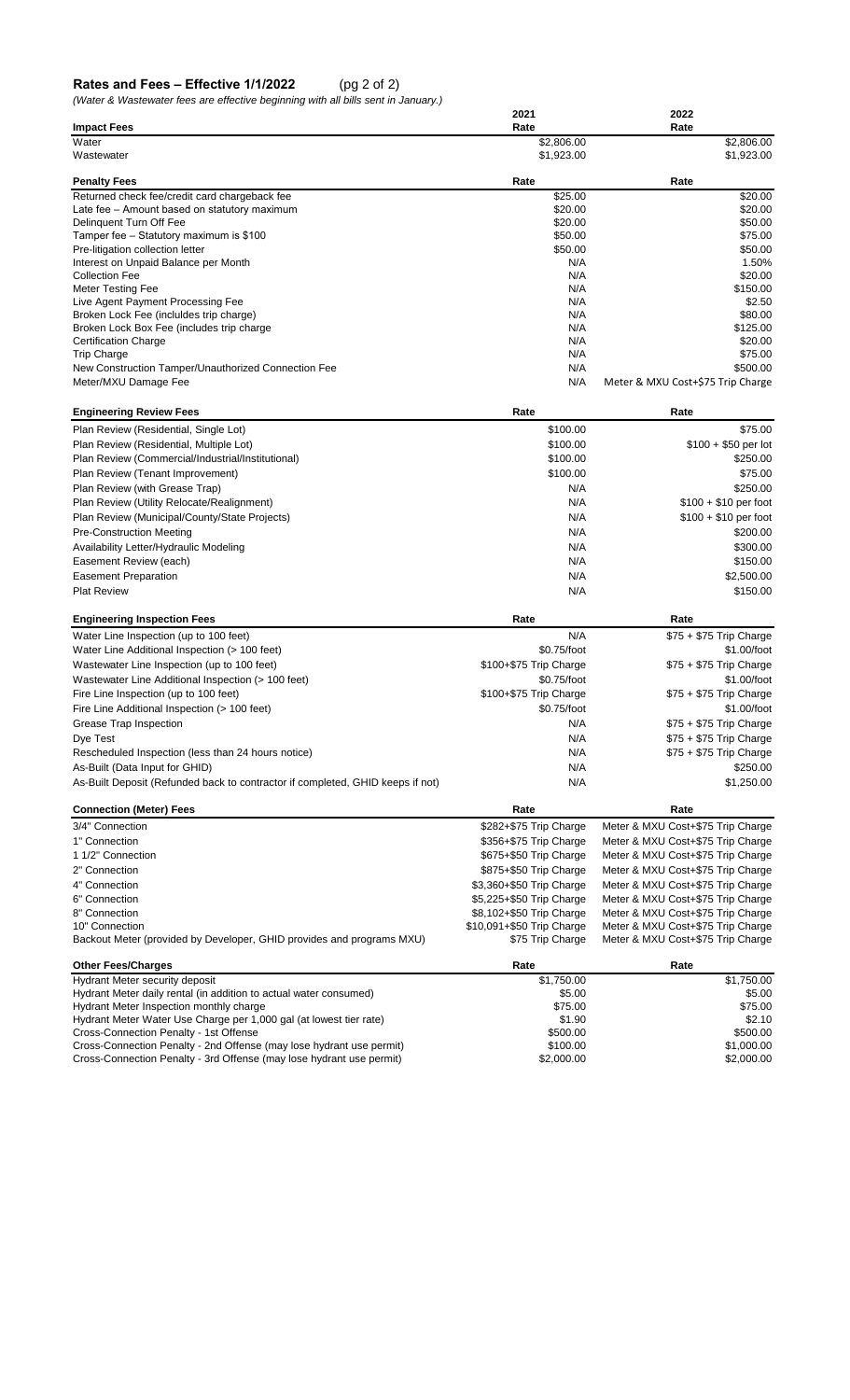## Rates and Fees – Effective 1/1/2022 (pg 2 of 2)

*(Water & Wastewater fees are effective beginning with all bills sent in January.)*

| Impact Fees | 2021 Rate | 2022 Rate |
|---|---|---|
| Water | $2,806.00 | $2,806.00 |
| Wastewater | $1,923.00 | $1,923.00 |

| Penalty Fees | Rate | Rate |
|---|---|---|
| Returned check fee/credit card chargeback fee | $25.00 | $20.00 |
| Late fee – Amount based on statutory maximum | $20.00 | $20.00 |
| Delinquent Turn Off Fee | $20.00 | $50.00 |
| Tamper fee – Statutory maximum is $100 | $50.00 | $75.00 |
| Pre-litigation collection letter | $50.00 | $50.00 |
| Interest on Unpaid Balance per Month | N/A | 1.50% |
| Collection Fee | N/A | $20.00 |
| Meter Testing Fee | N/A | $150.00 |
| Live Agent Payment Processing Fee | N/A | $2.50 |
| Broken Lock Fee (includles trip charge) | N/A | $80.00 |
| Broken Lock Box Fee (includes trip charge | N/A | $125.00 |
| Certification Charge | N/A | $20.00 |
| Trip Charge | N/A | $75.00 |
| New Construction Tamper/Unauthorized Connection Fee | N/A | $500.00 |
| Meter/MXU Damage Fee | N/A | Meter & MXU Cost+$75 Trip Charge |

| Engineering Review Fees | Rate | Rate |
|---|---|---|
| Plan Review (Residential, Single Lot) | $100.00 | $75.00 |
| Plan Review (Residential, Multiple Lot) | $100.00 | $100 + $50 per lot |
| Plan Review (Commercial/Industrial/Institutional) | $100.00 | $250.00 |
| Plan Review (Tenant Improvement) | $100.00 | $75.00 |
| Plan Review (with Grease Trap) | N/A | $250.00 |
| Plan Review (Utility Relocate/Realignment) | N/A | $100 + $10 per foot |
| Plan Review (Municipal/County/State Projects) | N/A | $100 + $10 per foot |
| Pre-Construction Meeting | N/A | $200.00 |
| Availability Letter/Hydraulic Modeling | N/A | $300.00 |
| Easement Review (each) | N/A | $150.00 |
| Easement Preparation | N/A | $2,500.00 |
| Plat Review | N/A | $150.00 |

| Engineering Inspection Fees | Rate | Rate |
|---|---|---|
| Water Line Inspection (up to 100 feet) | N/A | $75 + $75 Trip Charge |
| Water Line Additional Inspection (> 100 feet) | $0.75/foot | $1.00/foot |
| Wastewater Line Inspection (up to 100 feet) | $100+$75 Trip Charge | $75 + $75 Trip Charge |
| Wastewater Line Additional Inspection (> 100 feet) | $0.75/foot | $1.00/foot |
| Fire Line Inspection (up to 100 feet) | $100+$75 Trip Charge | $75 + $75 Trip Charge |
| Fire Line Additional Inspection (> 100 feet) | $0.75/foot | $1.00/foot |
| Grease Trap Inspection | N/A | $75 + $75 Trip Charge |
| Dye Test | N/A | $75 + $75 Trip Charge |
| Rescheduled Inspection (less than 24 hours notice) | N/A | $75 + $75 Trip Charge |
| As-Built (Data Input for GHID) | N/A | $250.00 |
| As-Built Deposit (Refunded back to contractor if completed, GHID keeps if not) | N/A | $1,250.00 |

| Connection (Meter) Fees | Rate | Rate |
|---|---|---|
| 3/4" Connection | $282+$75 Trip Charge | Meter & MXU Cost+$75 Trip Charge |
| 1" Connection | $356+$75 Trip Charge | Meter & MXU Cost+$75 Trip Charge |
| 1 1/2" Connection | $675+$50 Trip Charge | Meter & MXU Cost+$75 Trip Charge |
| 2" Connection | $875+$50 Trip Charge | Meter & MXU Cost+$75 Trip Charge |
| 4" Connection | $3,360+$50 Trip Charge | Meter & MXU Cost+$75 Trip Charge |
| 6" Connection | $5,225+$50 Trip Charge | Meter & MXU Cost+$75 Trip Charge |
| 8" Connection | $8,102+$50 Trip Charge | Meter & MXU Cost+$75 Trip Charge |
| 10" Connection | $10,091+$50 Trip Charge | Meter & MXU Cost+$75 Trip Charge |
| Backout Meter (provided by Developer, GHID provides and programs MXU) | $75 Trip Charge | Meter & MXU Cost+$75 Trip Charge |

| Other Fees/Charges | Rate | Rate |
|---|---|---|
| Hydrant Meter security deposit | $1,750.00 | $1,750.00 |
| Hydrant Meter daily rental (in addition to actual water consumed) | $5.00 | $5.00 |
| Hydrant Meter Inspection monthly charge | $75.00 | $75.00 |
| Hydrant Meter Water Use Charge per 1,000 gal (at lowest tier rate) | $1.90 | $2.10 |
| Cross-Connection Penalty - 1st Offense | $500.00 | $500.00 |
| Cross-Connection Penalty - 2nd Offense (may lose hydrant use permit) | $100.00 | $1,000.00 |
| Cross-Connection Penalty - 3rd Offense (may lose hydrant use permit) | $2,000.00 | $2,000.00 |